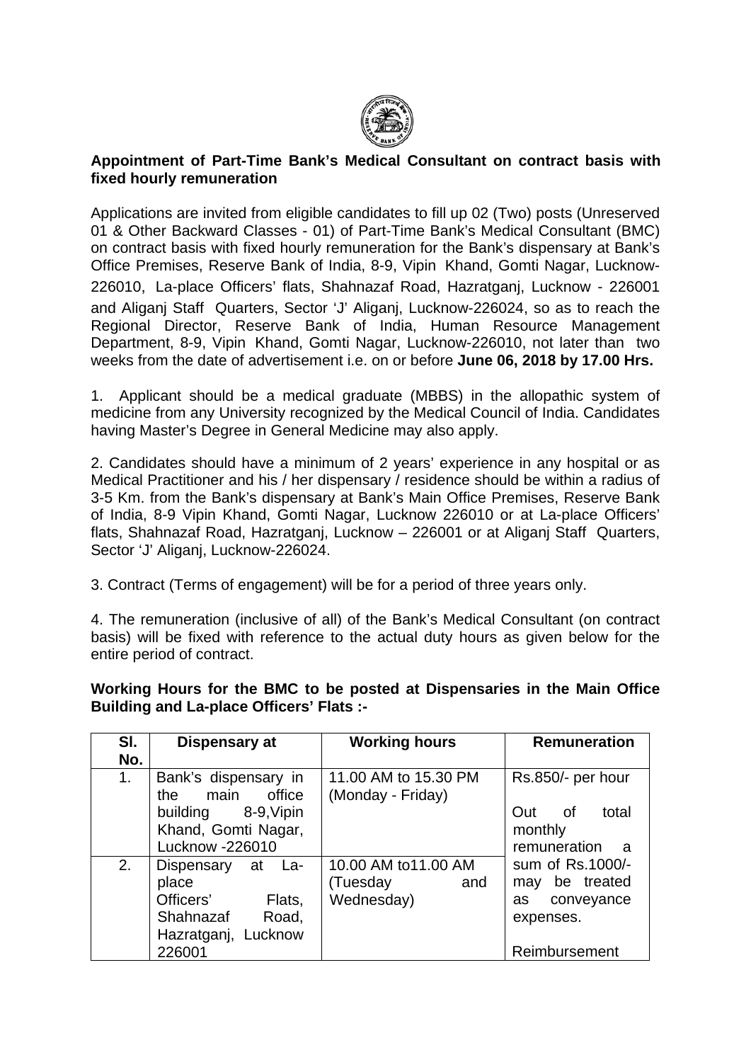**Appointment of Part-Time Bank's Medical Consultant on contract basis with fixed hourly remuneration**

Applications are invited from eligible candidates to fill up 02 (Two) posts (Unreserved 01 & Other Backward Classes - 01) of Part-Time Bank's Medical Consultant (BMC) on contract basis with fixed hourly remuneration for the Bank's dispensary at Bank's Office Premises, Reserve Bank of India, 8-9, Vipin Khand, Gomti Nagar, Lucknow-226010, La-place Officers' flats, Shahnazaf Road, Hazratganj, Lucknow - 226001 and Aliganj Staff Quarters, Sector 'J' Aliganj, Lucknow-226024, so as to reach the Regional Director, Reserve Bank of India, Human Resource Management Department, 8-9, Vipin Khand, Gomti Nagar, Lucknow-226010, not later than two weeks from the date of advertisement i.e. on or before **June 06, 2018 by 17.00 Hrs.**

1. Applicant should be a medical graduate (MBBS) in the allopathic system of medicine from any University recognized by the Medical Council of India. Candidates having Master's Degree in General Medicine may also apply.

2. Candidates should have a minimum of 2 years' experience in any hospital or as Medical Practitioner and his / her dispensary / residence should be within a radius of 3-5 Km. from the Bank's dispensary at Bank's Main Office Premises, Reserve Bank of India, 8-9 Vipin Khand, Gomti Nagar, Lucknow 226010 or at La-place Officers' flats, Shahnazaf Road, Hazratganj, Lucknow – 226001 or at Aliganj Staff Quarters, Sector 'J' Aliganj, Lucknow-226024.

3. Contract (Terms of engagement) will be for a period of three years only.

4. The remuneration (inclusive of all) of the Bank's Medical Consultant (on contract basis) will be fixed with reference to the actual duty hours as given below for the entire period of contract.

**Working Hours for the BMC to be posted at Dispensaries in the Main Office Building and La-place Officers' Flats :-**

| Sl. No. | Dispensary at | Working hours | Remuneration |
|---|---|---|---|
| 1. | Bank's dispensary in the main office building 8-9,Vipin Khand, Gomti Nagar, Lucknow -226010 | 11.00 AM to 15.30 PM (Monday - Friday) | Rs.850/- per hour<br><br>Out of total monthly remuneration a sum of Rs.1000/- may be treated as conveyance expenses.<br><br>Reimbursement |
| 2. | Dispensary at La-place Officers' Flats, Shahnazaf Road, Hazratganj, Lucknow 226001 | 10.00 AM to11.00 AM (Tuesday and Wednesday) | |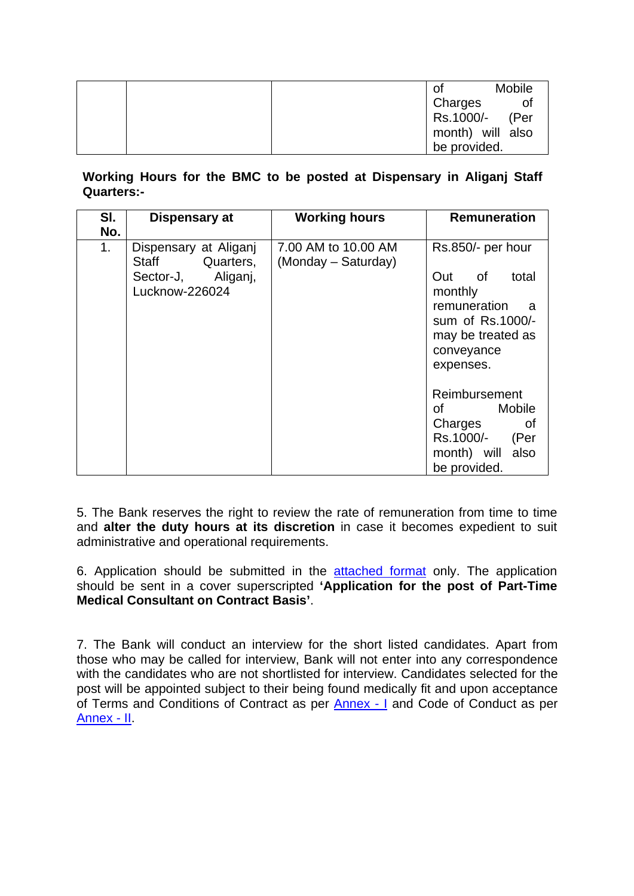| | | | of Mobile Charges of Rs.1000/- (Per month) will also be provided. |
|---|---|---|---|

**Working Hours for the BMC to be posted at Dispensary in Aliganj Staff Quarters:-**

| Sl. No. | Dispensary at | Working hours | Remuneration |
|---|---|---|---|
| 1. | Dispensary at Aliganj Staff Quarters, Sector-J, Aliganj, Lucknow-226024 | 7.00 AM to 10.00 AM (Monday – Saturday) | Rs.850/- per hour<br><br>Out of total monthly remuneration a sum of Rs.1000/- may be treated as conveyance expenses.<br><br>Reimbursement of Mobile Charges of Rs.1000/- (Per month) will also be provided. |

5. The Bank reserves the right to review the rate of remuneration from time to time and **alter the duty hours at its discretion** in case it becomes expedient to suit administrative and operational requirements.

6. Application should be submitted in the attached format only. The application should be sent in a cover superscripted **'Application for the post of Part-Time Medical Consultant on Contract Basis'**.

7. The Bank will conduct an interview for the short listed candidates. Apart from those who may be called for interview, Bank will not enter into any correspondence with the candidates who are not shortlisted for interview. Candidates selected for the post will be appointed subject to their being found medically fit and upon acceptance of Terms and Conditions of Contract as per Annex - I and Code of Conduct as per Annex - II.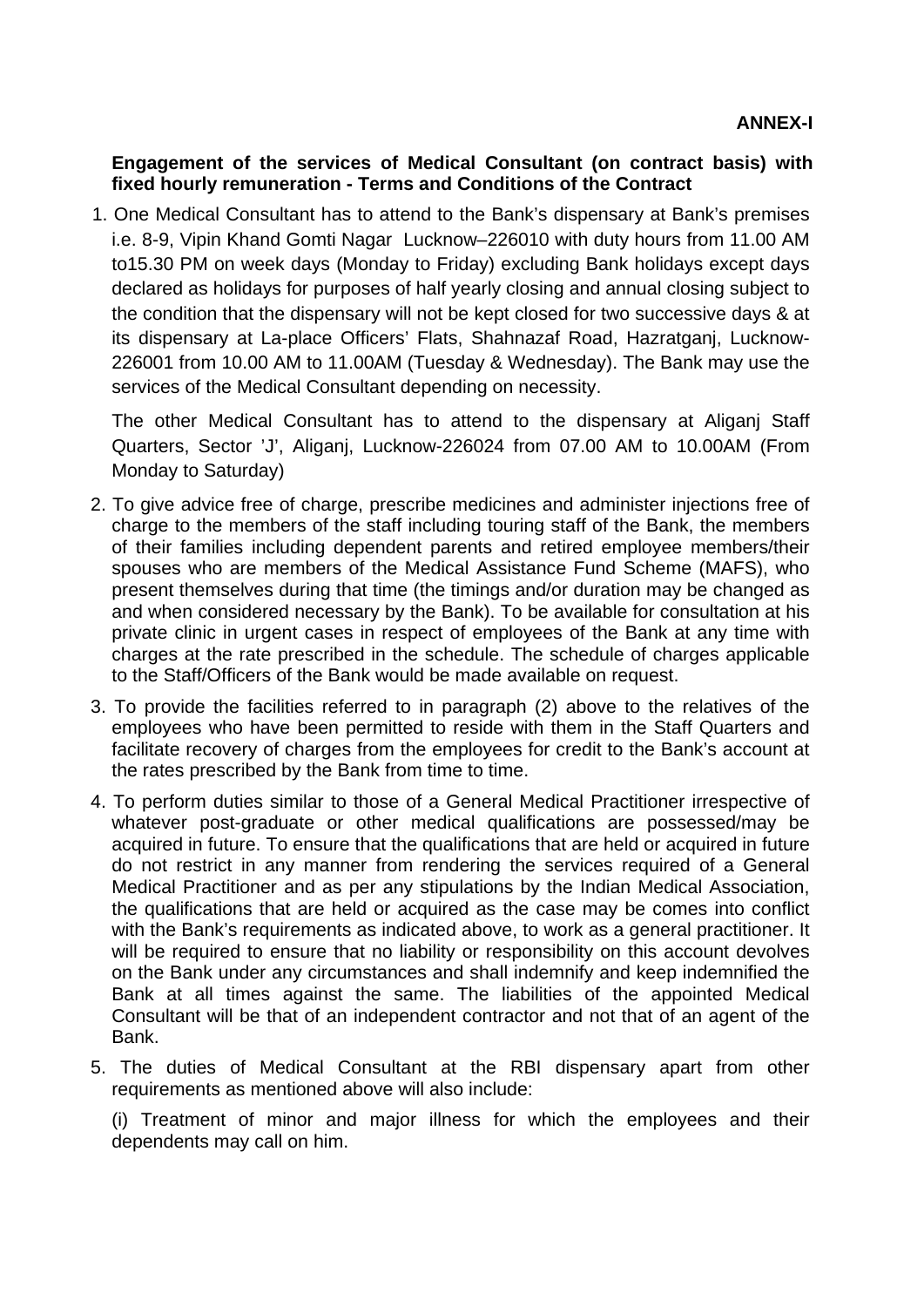**ANNEX-I**

**Engagement of the services of Medical Consultant (on contract basis) with fixed hourly remuneration - Terms and Conditions of the Contract**

1. One Medical Consultant has to attend to the Bank's dispensary at Bank's premises i.e. 8-9, Vipin Khand Gomti Nagar Lucknow–226010 with duty hours from 11.00 AM to15.30 PM on week days (Monday to Friday) excluding Bank holidays except days declared as holidays for purposes of half yearly closing and annual closing subject to the condition that the dispensary will not be kept closed for two successive days & at its dispensary at La-place Officers' Flats, Shahnazaf Road, Hazratganj, Lucknow-226001 from 10.00 AM to 11.00AM (Tuesday & Wednesday). The Bank may use the services of the Medical Consultant depending on necessity.

   The other Medical Consultant has to attend to the dispensary at Aliganj Staff Quarters, Sector 'J', Aliganj, Lucknow-226024 from 07.00 AM to 10.00AM (From Monday to Saturday)

2. To give advice free of charge, prescribe medicines and administer injections free of charge to the members of the staff including touring staff of the Bank, the members of their families including dependent parents and retired employee members/their spouses who are members of the Medical Assistance Fund Scheme (MAFS), who present themselves during that time (the timings and/or duration may be changed as and when considered necessary by the Bank). To be available for consultation at his private clinic in urgent cases in respect of employees of the Bank at any time with charges at the rate prescribed in the schedule. The schedule of charges applicable to the Staff/Officers of the Bank would be made available on request.

3. To provide the facilities referred to in paragraph (2) above to the relatives of the employees who have been permitted to reside with them in the Staff Quarters and facilitate recovery of charges from the employees for credit to the Bank's account at the rates prescribed by the Bank from time to time.

4. To perform duties similar to those of a General Medical Practitioner irrespective of whatever post-graduate or other medical qualifications are possessed/may be acquired in future. To ensure that the qualifications that are held or acquired in future do not restrict in any manner from rendering the services required of a General Medical Practitioner and as per any stipulations by the Indian Medical Association, the qualifications that are held or acquired as the case may be comes into conflict with the Bank's requirements as indicated above, to work as a general practitioner. It will be required to ensure that no liability or responsibility on this account devolves on the Bank under any circumstances and shall indemnify and keep indemnified the Bank at all times against the same. The liabilities of the appointed Medical Consultant will be that of an independent contractor and not that of an agent of the Bank.

5. The duties of Medical Consultant at the RBI dispensary apart from other requirements as mentioned above will also include:

   (i) Treatment of minor and major illness for which the employees and their dependents may call on him.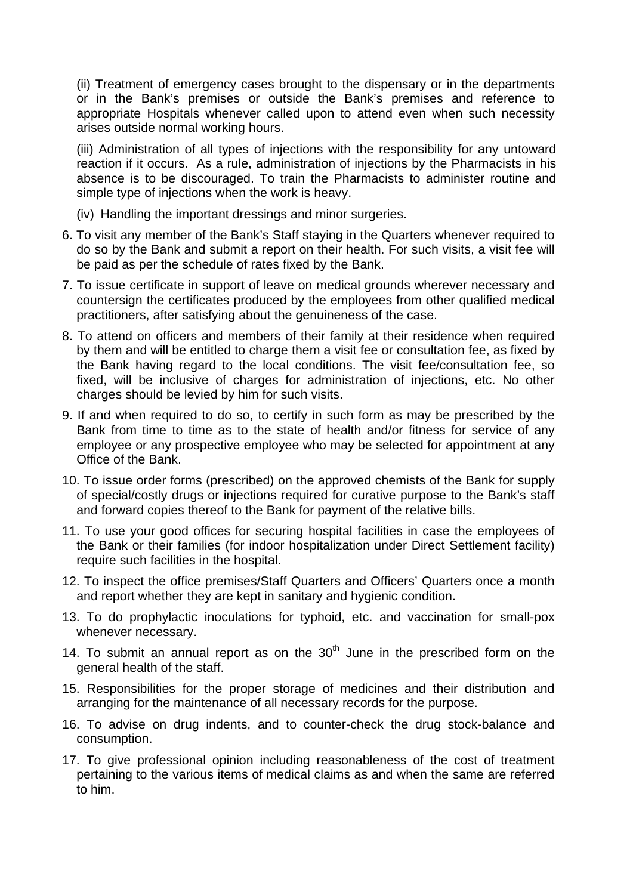(ii) Treatment of emergency cases brought to the dispensary or in the departments or in the Bank's premises or outside the Bank's premises and reference to appropriate Hospitals whenever called upon to attend even when such necessity arises outside normal working hours.

(iii) Administration of all types of injections with the responsibility for any untoward reaction if it occurs. As a rule, administration of injections by the Pharmacists in his absence is to be discouraged. To train the Pharmacists to administer routine and simple type of injections when the work is heavy.

(iv) Handling the important dressings and minor surgeries.

6. To visit any member of the Bank's Staff staying in the Quarters whenever required to do so by the Bank and submit a report on their health. For such visits, a visit fee will be paid as per the schedule of rates fixed by the Bank.

7. To issue certificate in support of leave on medical grounds wherever necessary and countersign the certificates produced by the employees from other qualified medical practitioners, after satisfying about the genuineness of the case.

8. To attend on officers and members of their family at their residence when required by them and will be entitled to charge them a visit fee or consultation fee, as fixed by the Bank having regard to the local conditions. The visit fee/consultation fee, so fixed, will be inclusive of charges for administration of injections, etc. No other charges should be levied by him for such visits.

9. If and when required to do so, to certify in such form as may be prescribed by the Bank from time to time as to the state of health and/or fitness for service of any employee or any prospective employee who may be selected for appointment at any Office of the Bank.

10. To issue order forms (prescribed) on the approved chemists of the Bank for supply of special/costly drugs or injections required for curative purpose to the Bank's staff and forward copies thereof to the Bank for payment of the relative bills.

11. To use your good offices for securing hospital facilities in case the employees of the Bank or their families (for indoor hospitalization under Direct Settlement facility) require such facilities in the hospital.

12. To inspect the office premises/Staff Quarters and Officers' Quarters once a month and report whether they are kept in sanitary and hygienic condition.

13. To do prophylactic inoculations for typhoid, etc. and vaccination for small-pox whenever necessary.

14. To submit an annual report as on the 30th June in the prescribed form on the general health of the staff.

15. Responsibilities for the proper storage of medicines and their distribution and arranging for the maintenance of all necessary records for the purpose.

16. To advise on drug indents, and to counter-check the drug stock-balance and consumption.

17. To give professional opinion including reasonableness of the cost of treatment pertaining to the various items of medical claims as and when the same are referred to him.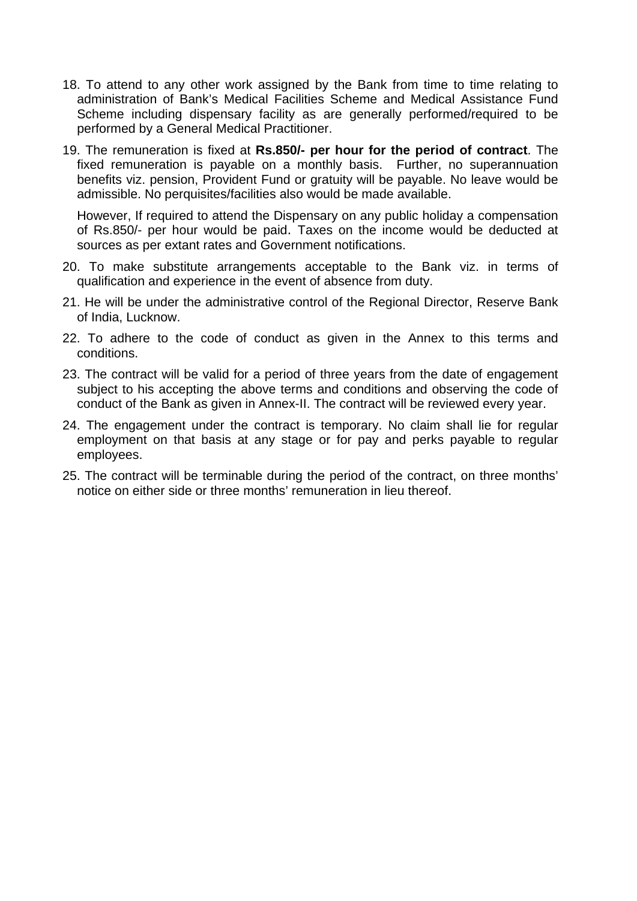18. To attend to any other work assigned by the Bank from time to time relating to administration of Bank's Medical Facilities Scheme and Medical Assistance Fund Scheme including dispensary facility as are generally performed/required to be performed by a General Medical Practitioner.

19. The remuneration is fixed at **Rs.850/- per hour for the period of contract**. The fixed remuneration is payable on a monthly basis. Further, no superannuation benefits viz. pension, Provident Fund or gratuity will be payable. No leave would be admissible. No perquisites/facilities also would be made available.

    However, If required to attend the Dispensary on any public holiday a compensation of Rs.850/- per hour would be paid. Taxes on the income would be deducted at sources as per extant rates and Government notifications.

20. To make substitute arrangements acceptable to the Bank viz. in terms of qualification and experience in the event of absence from duty.

21. He will be under the administrative control of the Regional Director, Reserve Bank of India, Lucknow.

22. To adhere to the code of conduct as given in the Annex to this terms and conditions.

23. The contract will be valid for a period of three years from the date of engagement subject to his accepting the above terms and conditions and observing the code of conduct of the Bank as given in Annex-II. The contract will be reviewed every year.

24. The engagement under the contract is temporary. No claim shall lie for regular employment on that basis at any stage or for pay and perks payable to regular employees.

25. The contract will be terminable during the period of the contract, on three months' notice on either side or three months' remuneration in lieu thereof.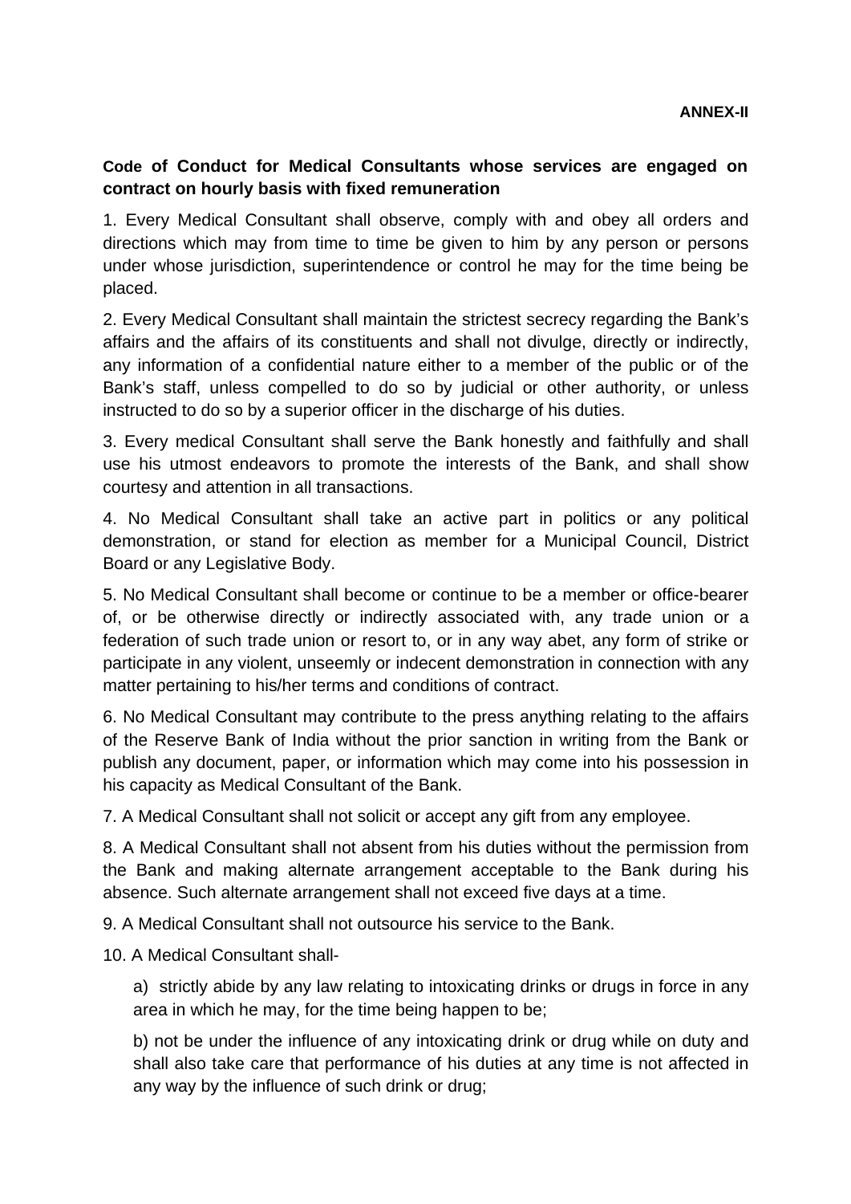**ANNEX-II**

**Code of Conduct for Medical Consultants whose services are engaged on contract on hourly basis with fixed remuneration**

1. Every Medical Consultant shall observe, comply with and obey all orders and directions which may from time to time be given to him by any person or persons under whose jurisdiction, superintendence or control he may for the time being be placed.

2. Every Medical Consultant shall maintain the strictest secrecy regarding the Bank's affairs and the affairs of its constituents and shall not divulge, directly or indirectly, any information of a confidential nature either to a member of the public or of the Bank's staff, unless compelled to do so by judicial or other authority, or unless instructed to do so by a superior officer in the discharge of his duties.

3. Every medical Consultant shall serve the Bank honestly and faithfully and shall use his utmost endeavors to promote the interests of the Bank, and shall show courtesy and attention in all transactions.

4. No Medical Consultant shall take an active part in politics or any political demonstration, or stand for election as member for a Municipal Council, District Board or any Legislative Body.

5. No Medical Consultant shall become or continue to be a member or office-bearer of, or be otherwise directly or indirectly associated with, any trade union or a federation of such trade union or resort to, or in any way abet, any form of strike or participate in any violent, unseemly or indecent demonstration in connection with any matter pertaining to his/her terms and conditions of contract.

6. No Medical Consultant may contribute to the press anything relating to the affairs of the Reserve Bank of India without the prior sanction in writing from the Bank or publish any document, paper, or information which may come into his possession in his capacity as Medical Consultant of the Bank.

7. A Medical Consultant shall not solicit or accept any gift from any employee.

8. A Medical Consultant shall not absent from his duties without the permission from the Bank and making alternate arrangement acceptable to the Bank during his absence. Such alternate arrangement shall not exceed five days at a time.

9. A Medical Consultant shall not outsource his service to the Bank.

10. A Medical Consultant shall-

a) strictly abide by any law relating to intoxicating drinks or drugs in force in any area in which he may, for the time being happen to be;

b) not be under the influence of any intoxicating drink or drug while on duty and shall also take care that performance of his duties at any time is not affected in any way by the influence of such drink or drug;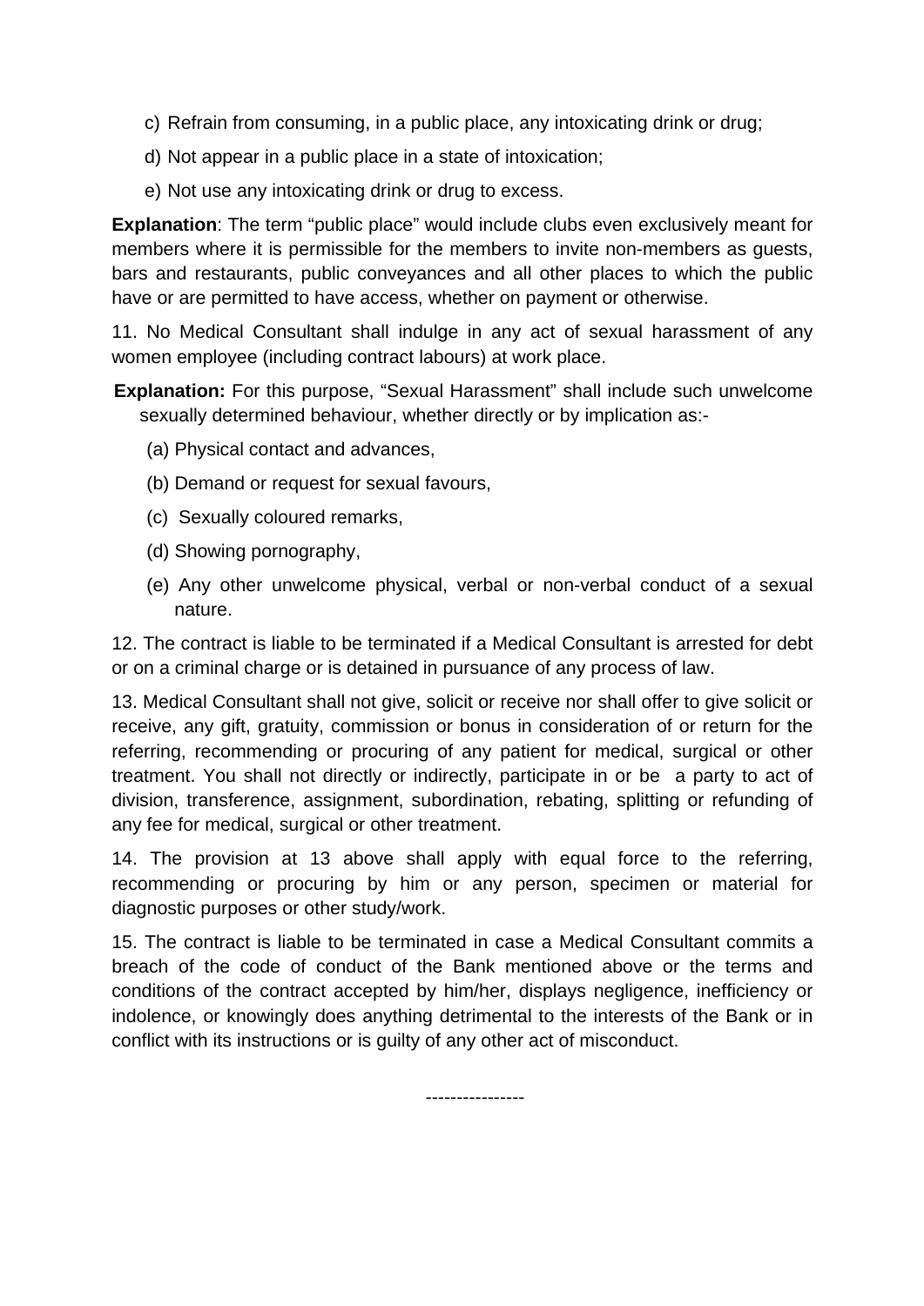c) Refrain from consuming, in a public place, any intoxicating drink or drug;

d) Not appear in a public place in a state of intoxication;

e) Not use any intoxicating drink or drug to excess.

**Explanation**: The term "public place" would include clubs even exclusively meant for members where it is permissible for the members to invite non-members as guests, bars and restaurants, public conveyances and all other places to which the public have or are permitted to have access, whether on payment or otherwise.

11. No Medical Consultant shall indulge in any act of sexual harassment of any women employee (including contract labours) at work place.

**Explanation:** For this purpose, "Sexual Harassment" shall include such unwelcome sexually determined behaviour, whether directly or by implication as:-

(a) Physical contact and advances,

(b) Demand or request for sexual favours,

(c) Sexually coloured remarks,

(d) Showing pornography,

(e) Any other unwelcome physical, verbal or non-verbal conduct of a sexual nature.

12. The contract is liable to be terminated if a Medical Consultant is arrested for debt or on a criminal charge or is detained in pursuance of any process of law.

13. Medical Consultant shall not give, solicit or receive nor shall offer to give solicit or receive, any gift, gratuity, commission or bonus in consideration of or return for the referring, recommending or procuring of any patient for medical, surgical or other treatment. You shall not directly or indirectly, participate in or be a party to act of division, transference, assignment, subordination, rebating, splitting or refunding of any fee for medical, surgical or other treatment.

14. The provision at 13 above shall apply with equal force to the referring, recommending or procuring by him or any person, specimen or material for diagnostic purposes or other study/work.

15. The contract is liable to be terminated in case a Medical Consultant commits a breach of the code of conduct of the Bank mentioned above or the terms and conditions of the contract accepted by him/her, displays negligence, inefficiency or indolence, or knowingly does anything detrimental to the interests of the Bank or in conflict with its instructions or is guilty of any other act of misconduct.

----------------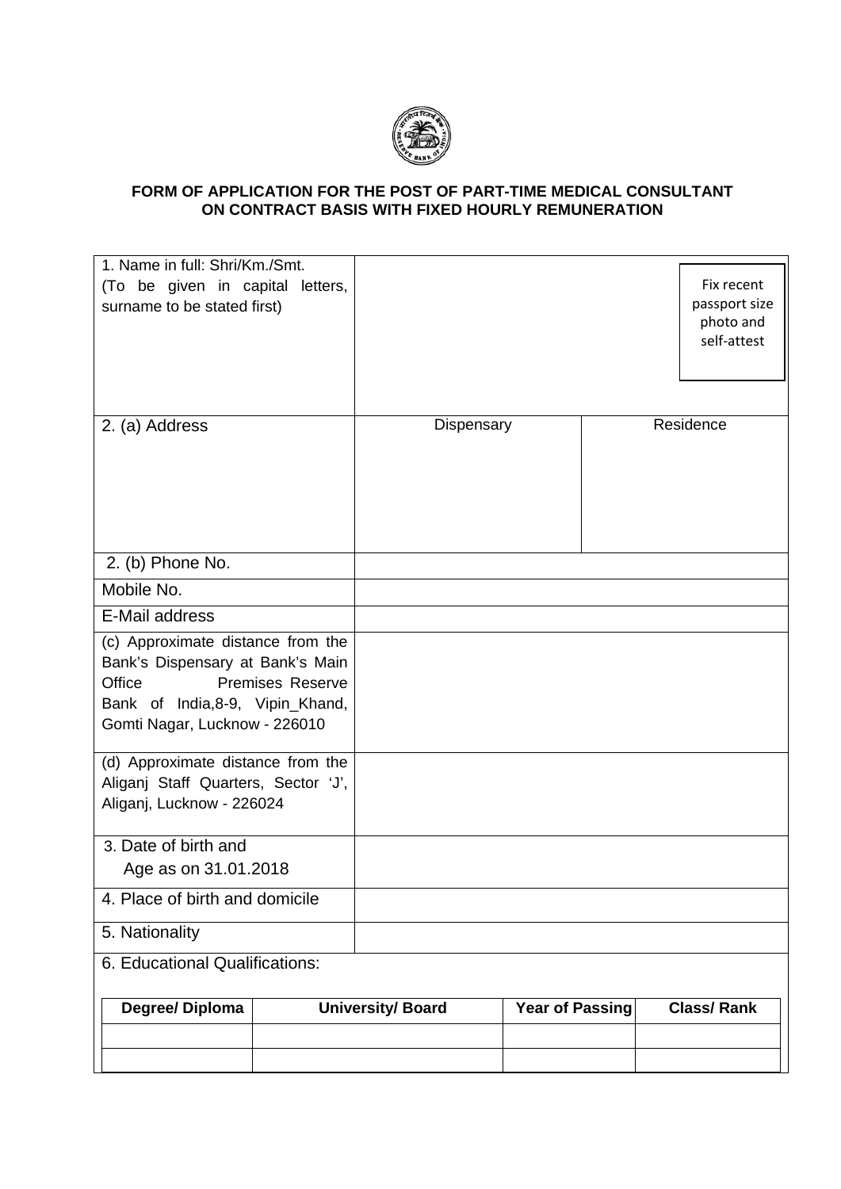**FORM OF APPLICATION FOR THE POST OF PART-TIME MEDICAL CONSULTANT ON CONTRACT BASIS WITH FIXED HOURLY REMUNERATION**

| | | |
|---|---|---|
| 1. Name in full: Shri/Km./Smt. (To be given in capital letters, surname to be stated first) | | Fix recent passport size photo and self-attest |
| 2. (a) Address | Dispensary | Residence |
| 2. (b) Phone No. | | |
| Mobile No. | | |
| E-Mail address | | |
| (c) Approximate distance from the Bank's Dispensary at Bank's Main Office Premises Reserve Bank of India,8-9, Vipin_Khand, Gomti Nagar, Lucknow - 226010 | | |
| (d) Approximate distance from the Aliganj Staff Quarters, Sector 'J', Aliganj, Lucknow - 226024 | | |
| 3. Date of birth and Age as on 31.01.2018 | | |
| 4. Place of birth and domicile | | |
| 5. Nationality | | |

6. Educational Qualifications:

| Degree/ Diploma | University/ Board | Year of Passing | Class/ Rank |
|---|---|---|---|
| | | | |
| | | | |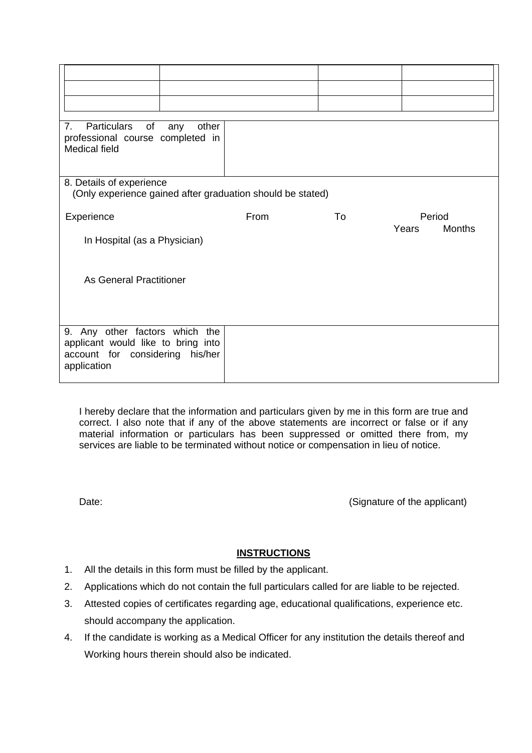| | | | |
|---|---|---|---|
| | | | |
| | | | |
| | | | |

| | |
|---|---|
| 7. Particulars of any other professional course completed in Medical field | |

8. Details of experience
(Only experience gained after graduation should be stated)

| Experience | From | To | Period Years | Months |
|---|---|---|---|---|
| In Hospital (as a Physician) | | | | |
| As General Practitioner | | | | |

| | |
|---|---|
| 9. Any other factors which the applicant would like to bring into account for considering his/her application | |

I hereby declare that the information and particulars given by me in this form are true and correct. I also note that if any of the above statements are incorrect or false or if any material information or particulars has been suppressed or omitted there from, my services are liable to be terminated without notice or compensation in lieu of notice.

Date: (Signature of the applicant)

**INSTRUCTIONS**

1. All the details in this form must be filled by the applicant.
2. Applications which do not contain the full particulars called for are liable to be rejected.
3. Attested copies of certificates regarding age, educational qualifications, experience etc. should accompany the application.
4. If the candidate is working as a Medical Officer for any institution the details thereof and Working hours therein should also be indicated.